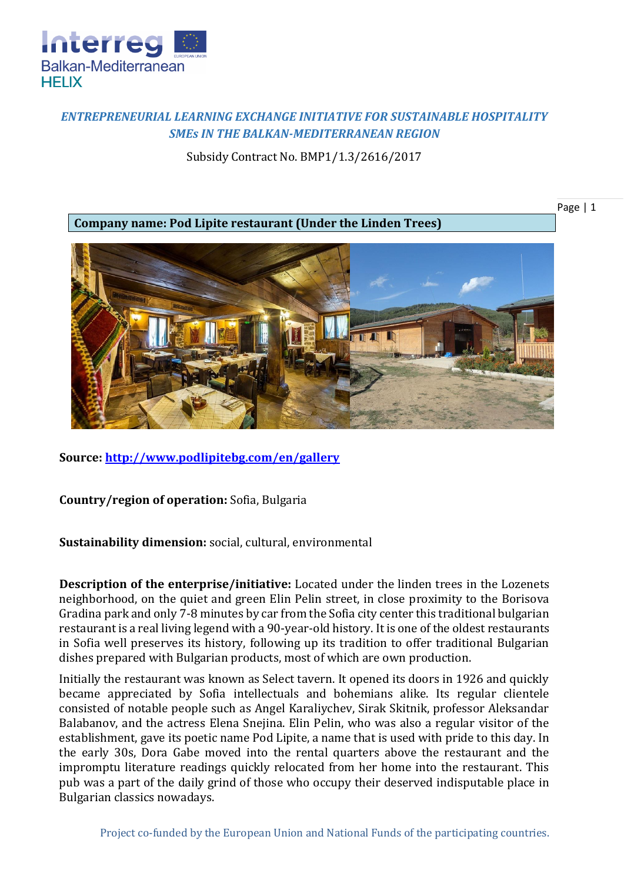*ENTREPRENEURIAL LEARNING EXCHANGE INITIATIVE FOR SUSTAINABLE HOSPITALITY SMEs IN THE BALKAN-MEDITERRANEAN REGION*

Subsidy Contract No. BMP1/1.3/2616/2017

**Company name: Pod Lipite restaurant (Under the Linden Trees)**

**Source: [http://www.podlipitebg.com/en/gallery](http://www.podlipitebg.com/en/gallery)**

**Country/region of operation:** Sofia, Bulgaria

**Sustainability dimension:** social, cultural, environmental

**Description of the enterprise/initiative:** Located under the linden trees in the Lozenets neighborhood, on the quiet and green Elin Pelin street, in close proximity to the Borisova Gradina park and only 7-8 minutes by car from the Sofia city center this traditional bulgarian restaurant is a real living legend with a 90-year-old history. It is one of the oldest restaurants in Sofia well preserves its history, following up its tradition to offer traditional Bulgarian dishes prepared with Bulgarian products, most of which are own production.

Initially the restaurant was known as Select tavern. It opened its doors in 1926 and quickly became appreciated by Sofia intellectuals and bohemians alike. Its regular clientele consisted of notable people such as Angel Karaliychev, Sirak Skitnik, professor Aleksandar Balabanov, and the actress Elena Snejina. Elin Pelin, who was also a regular visitor of the establishment, gave its poetic name Pod Lipite, a name that is used with pride to this day. In the early 30s, Dora Gabe moved into the rental quarters above the restaurant and the impromptu literature readings quickly relocated from her home into the restaurant. This pub was a part of the daily grind of those who occupy their deserved indisputable place in Bulgarian classics nowadays.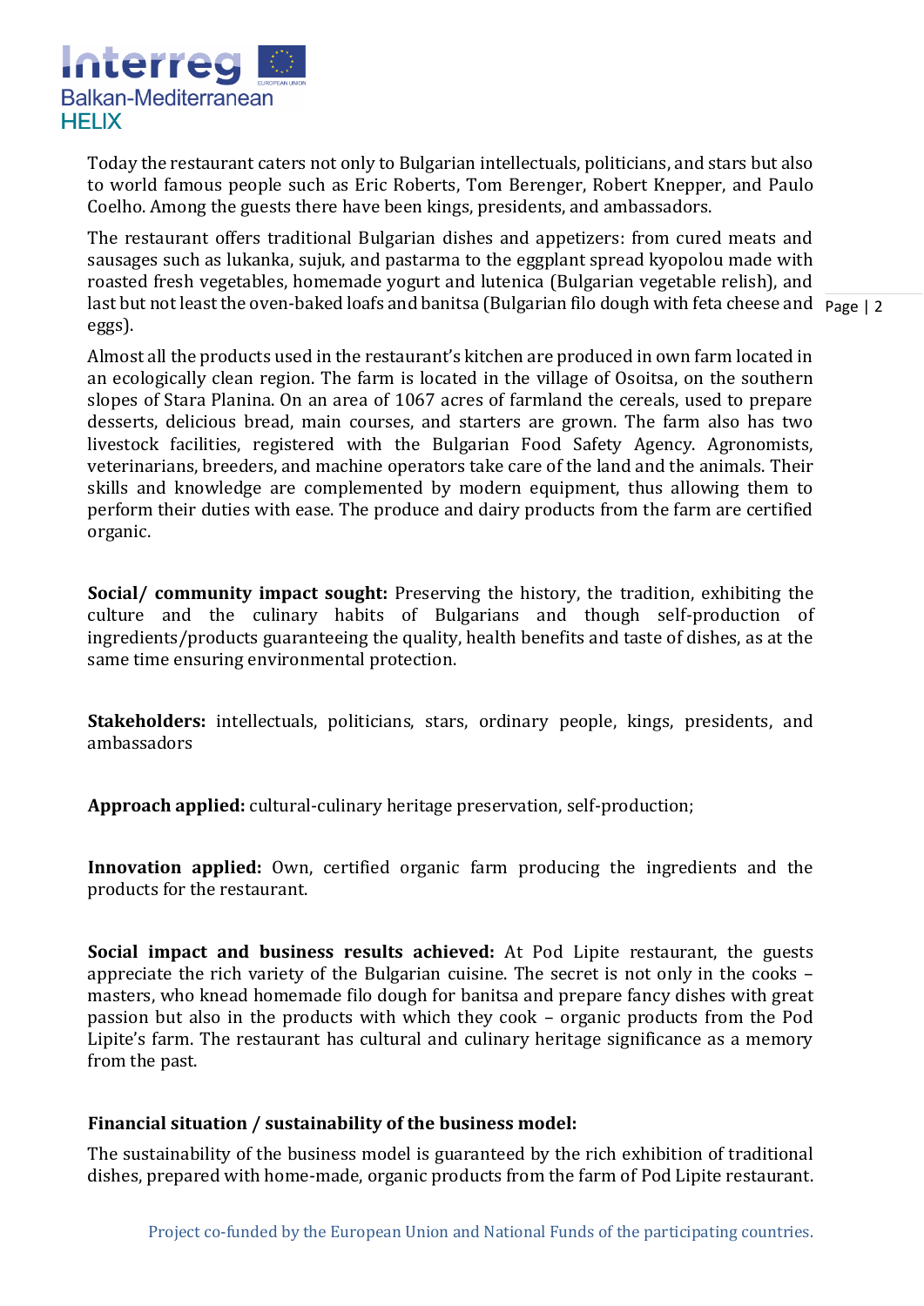Today the restaurant caters not only to Bulgarian intellectuals, politicians, and stars but also to world famous people such as Eric Roberts, Tom Berenger, Robert Knepper, and Paulo Coelho. Among the guests there have been kings, presidents, and ambassadors.

The restaurant offers traditional Bulgarian dishes and appetizers: from cured meats and sausages such as lukanka, sujuk, and pastarma to the eggplant spread kyopolou made with roasted fresh vegetables, homemade yogurt and lutenica (Bulgarian vegetable relish), and last but not least the oven-baked loafs and banitsa (Bulgarian filo dough with feta cheese and eggs).

Almost all the products used in the restaurant's kitchen are produced in own farm located in an ecologically clean region. The farm is located in the village of Osoitsa, on the southern slopes of Stara Planina. On an area of 1067 acres of farmland the cereals, used to prepare desserts, delicious bread, main courses, and starters are grown. The farm also has two livestock facilities, registered with the Bulgarian Food Safety Agency. Agronomists, veterinarians, breeders, and machine operators take care of the land and the animals. Their skills and knowledge are complemented by modern equipment, thus allowing them to perform their duties with ease. The produce and dairy products from the farm are certified organic.

**Social/ community impact sought:** Preserving the history, the tradition, exhibiting the culture and the culinary habits of Bulgarians and though self-production of ingredients/products guaranteeing the quality, health benefits and taste of dishes, as at the same time ensuring environmental protection.

**Stakeholders:** intellectuals, politicians, stars, ordinary people, kings, presidents, and ambassadors

**Approach applied:** cultural-culinary heritage preservation, self-production;

**Innovation applied:** Own, certified organic farm producing the ingredients and the products for the restaurant.

**Social impact and business results achieved:** At Pod Lipite restaurant, the guests appreciate the rich variety of the Bulgarian cuisine. The secret is not only in the cooks – masters, who knead homemade filo dough for banitsa and prepare fancy dishes with great passion but also in the products with which they cook – organic products from the Pod Lipite's farm. The restaurant has cultural and culinary heritage significance as a memory from the past.

**Financial situation / sustainability of the business model:**

The sustainability of the business model is guaranteed by the rich exhibition of traditional dishes, prepared with home-made, organic products from the farm of Pod Lipite restaurant.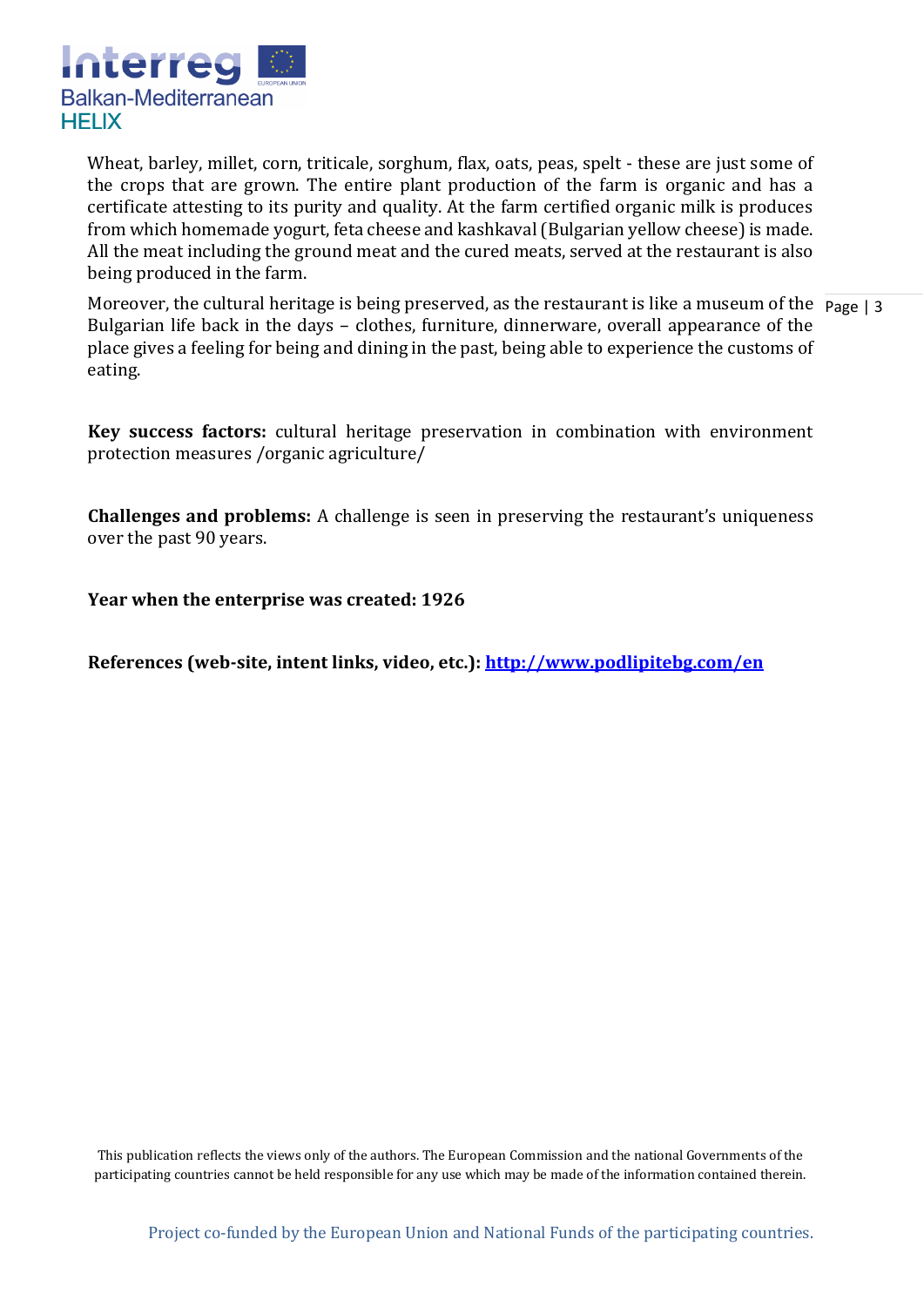Wheat, barley, millet, corn, triticale, sorghum, flax, oats, peas, spelt - these are just some of the crops that are grown. The entire plant production of the farm is organic and has a certificate attesting to its purity and quality. At the farm certified organic milk is produces from which homemade yogurt, feta cheese and kashkaval (Bulgarian yellow cheese) is made. All the meat including the ground meat and the cured meats, served at the restaurant is also being produced in the farm.

Moreover, the cultural heritage is being preserved, as the restaurant is like a museum of the Bulgarian life back in the days – clothes, furniture, dinnerware, overall appearance of the place gives a feeling for being and dining in the past, being able to experience the customs of eating.

**Key success factors:** cultural heritage preservation in combination with environment protection measures /organic agriculture/

**Challenges and problems:** A challenge is seen in preserving the restaurant's uniqueness over the past 90 years.

**Year when the enterprise was created: 1926**

**References (web-site, intent links, video, etc.): [http://www.podlipitebg.com/en](http://www.podlipitebg.com/en)**

This publication reflects the views only of the authors. The European Commission and the national Governments of the participating countries cannot be held responsible for any use which may be made of the information contained therein.

Project co-funded by the European Union and National Funds of the participating countries.